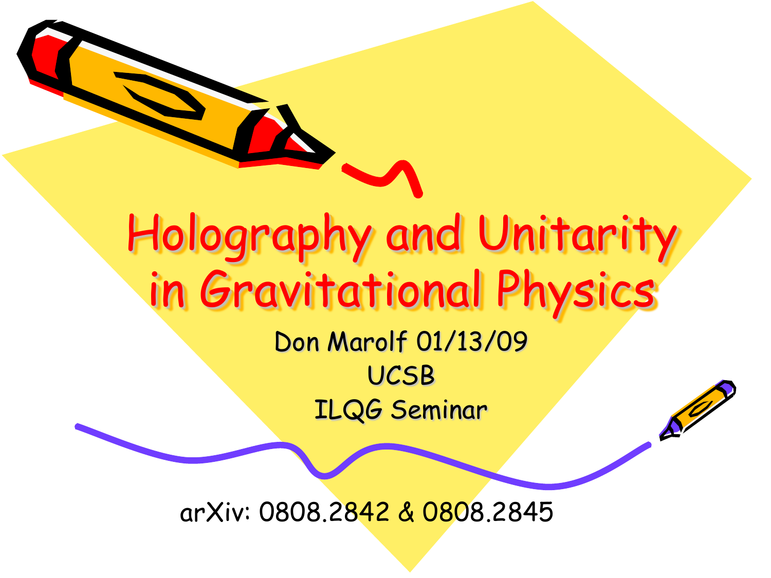# Holography and Unitarity in Gravitational Physics

Don Marolf 01/13/09

UCSB

ILQG Seminar

arXiv: 0808.2842 & 0808.2845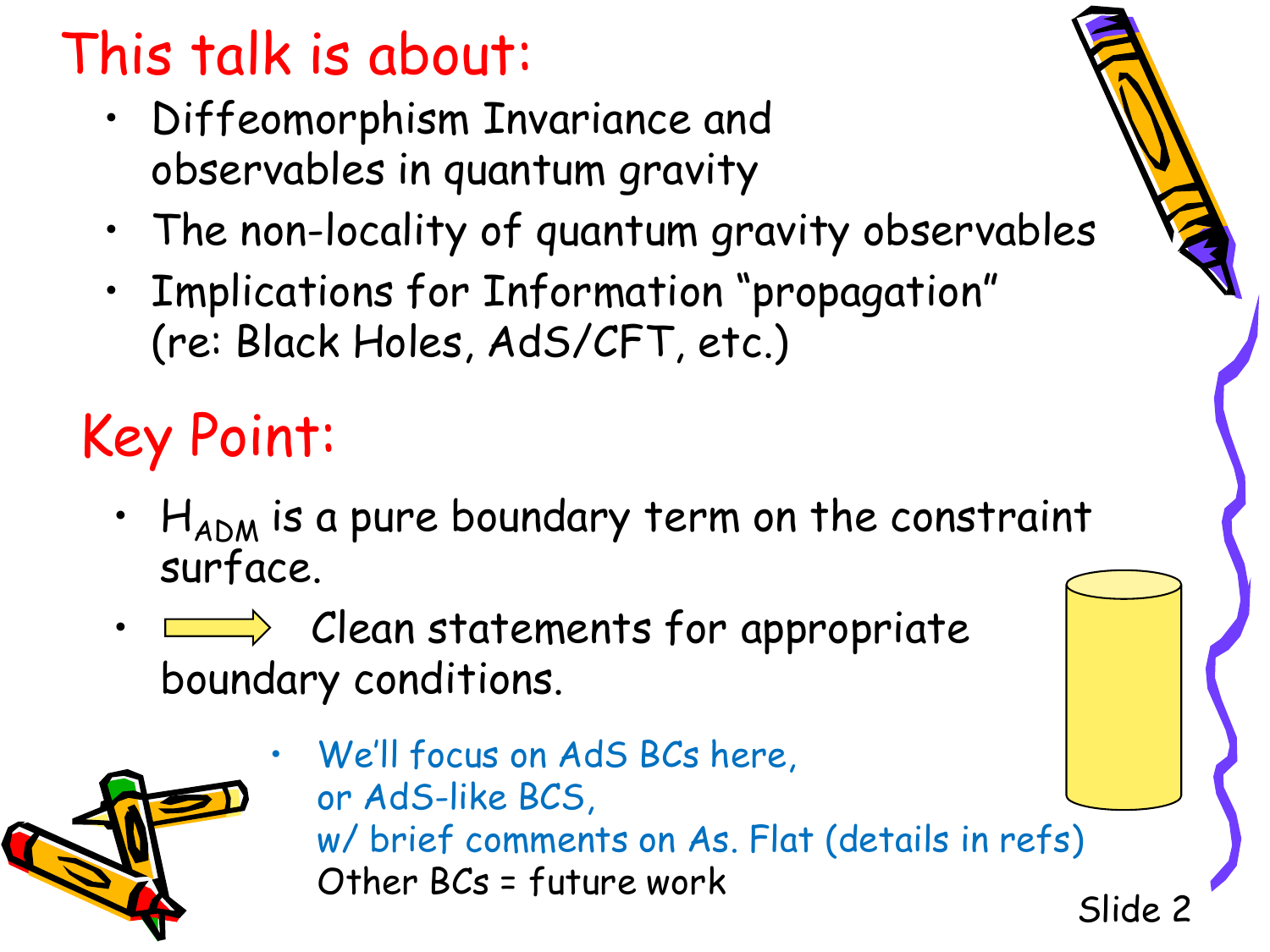# This talk is about:

- Diffeomorphism Invariance and observables in quantum gravity
- The non-locality of quantum gravity observables
- Implications for Information "propagation" (re: Black Holes, AdS/CFT, etc.)

# Key Point:

- $H_{ADM}$ is a pure boundary term on the constraint surface.
- ⟹ Clean statements for appropriate boundary conditions.
  - We'll focus on AdS BCs here, or AdS-like BCS, w/ brief comments on As. Flat (details in refs)
    Other BCs = future work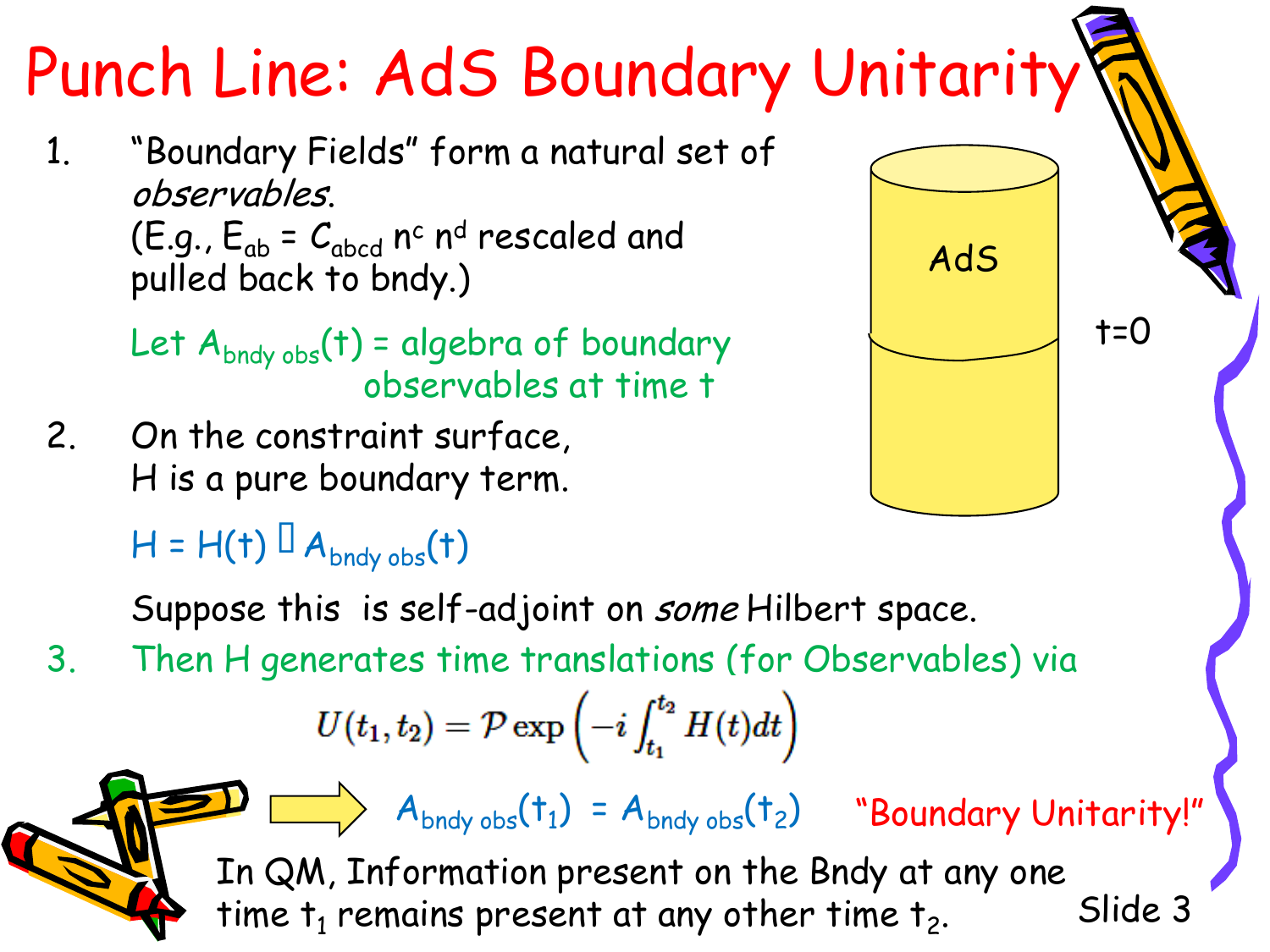# Punch Line: AdS Boundary Unitarity

1. "Boundary Fields" form a natural set of *observables*. (E.g., $E_{ab} = C_{abcd}\, n^c n^d$ rescaled and pulled back to bndy.)

   Let $A_{\text{bndy obs}}(t)$ = algebra of boundary observables at time t

2. On the constraint surface, H is a pure boundary term.

   $H = H(t) \in A_{\text{bndy obs}}(t)$

   Suppose this is self-adjoint on *some* Hilbert space.

3. Then H generates time translations (for Observables) via

$$U(t_1, t_2) = \mathcal{P} \exp\left(-i \int_{t_1}^{t_2} H(t) dt\right)$$

AdS

t=0

$\Rightarrow$ $A_{\text{bndy obs}}(t_1) = A_{\text{bndy obs}}(t_2)$ "Boundary Unitarity!"

In QM, Information present on the Bndy at any one time $t_1$ remains present at any other time $t_2$.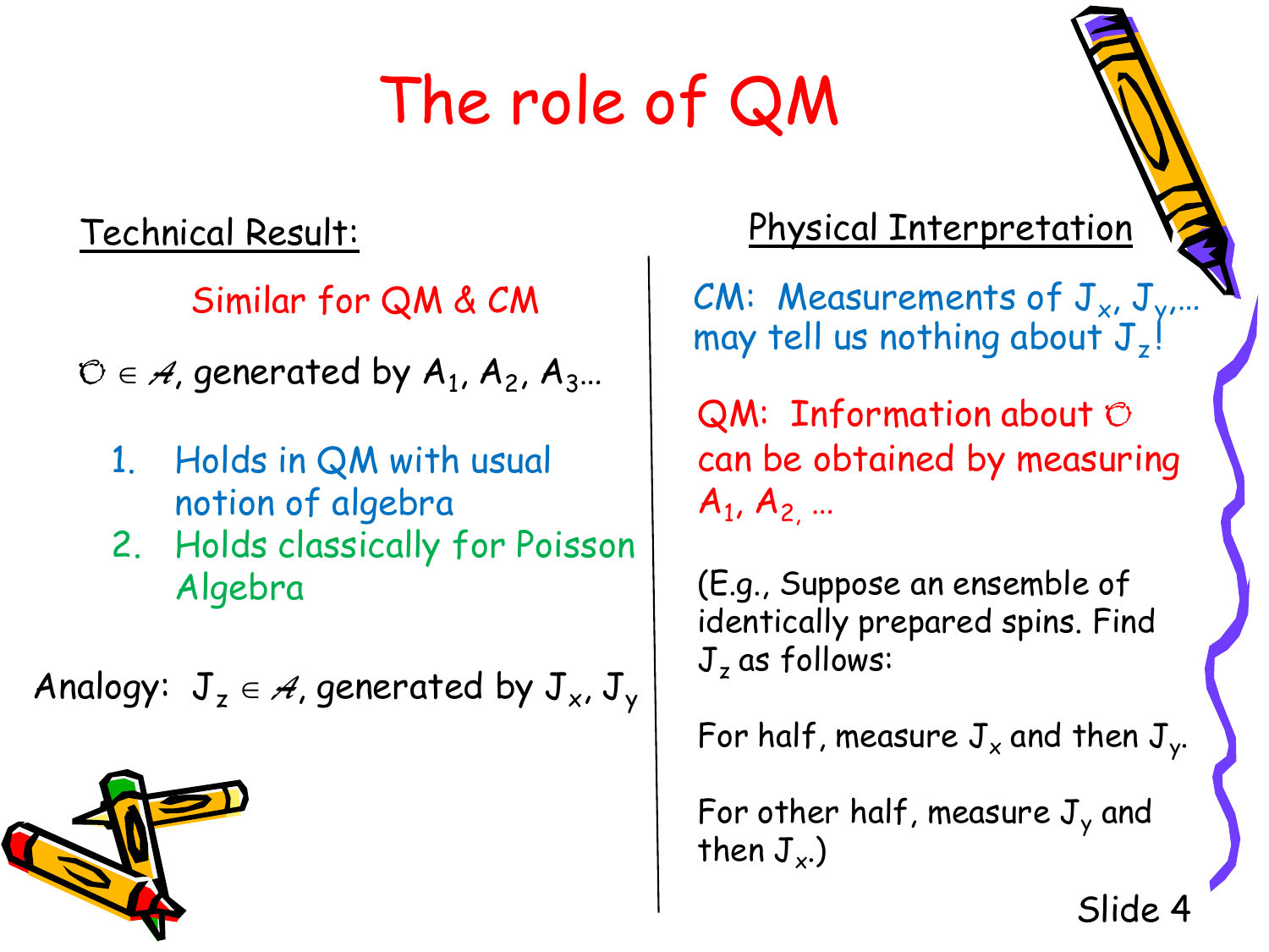# The role of QM

## Technical Result:

Similar for QM & CM

$\mathcal{O} \in \mathcal{A}$, generated by $A_1$, $A_2$, $A_3$…

1. Holds in QM with usual notion of algebra
2. Holds classically for Poisson Algebra

Analogy: $J_z \in \mathcal{A}$, generated by $J_x$, $J_y$

## Physical Interpretation

CM: Measurements of $J_x$, $J_y$,… may tell us nothing about $J_z$!

QM: Information about $\mathcal{O}$ can be obtained by measuring $A_1$, $A_2$, …

(E.g., Suppose an ensemble of identically prepared spins. Find $J_z$ as follows:

For half, measure $J_x$ and then $J_y$.

For other half, measure $J_y$ and then $J_x$.)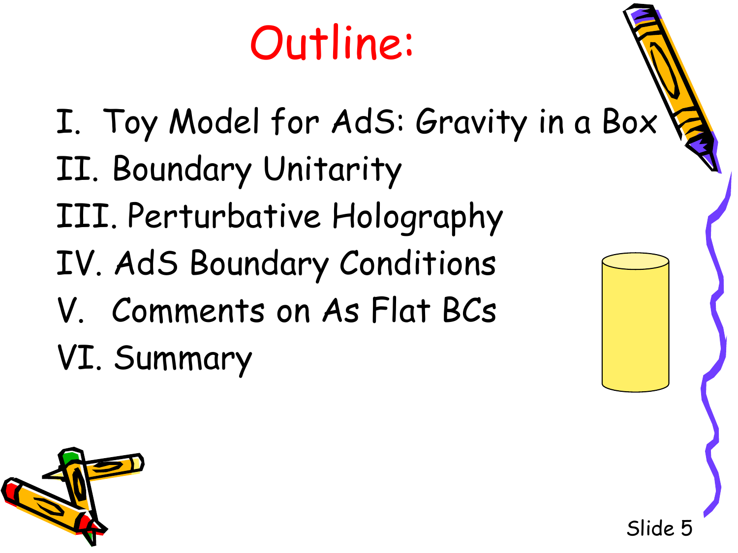# Outline:

I. Toy Model for AdS: Gravity in a Box

II. Boundary Unitarity

III. Perturbative Holography

IV. AdS Boundary Conditions

V. Comments on As Flat BCs

VI. Summary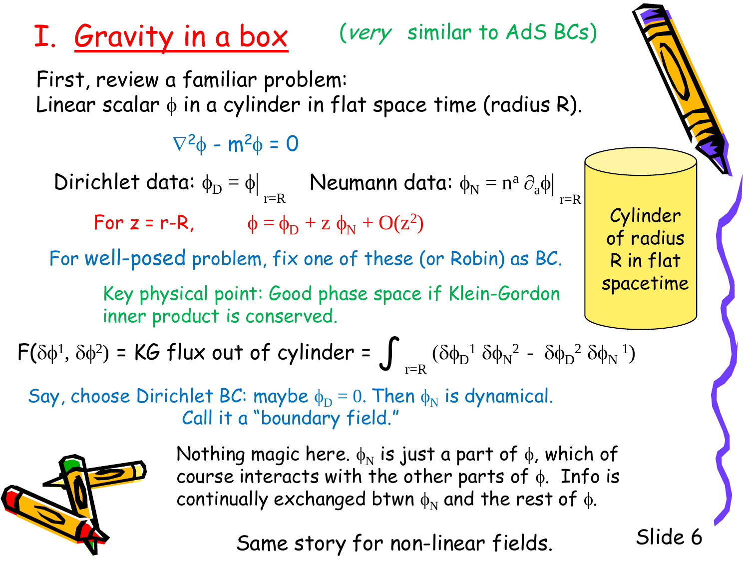# I. Gravity in a box

(*very* similar to AdS BCs)

First, review a familiar problem:
Linear scalar $\phi$ in a cylinder in flat space time (radius R).

$$\nabla^2\phi - m^2\phi = 0$$

Dirichlet data: $\phi_D = \phi|_{r=R}$ Neumann data: $\phi_N = n^a \partial_a \phi|_{r=R}$

For $z = r-R$, $\phi = \phi_D + z\, \phi_N + O(z^2)$

For well-posed problem, fix one of these (or Robin) as BC.

Key physical point: Good phase space if Klein-Gordon inner product is conserved.

Cylinder of radius R in flat spacetime

$$F(\delta\phi^1, \delta\phi^2) = \text{KG flux out of cylinder} = \int_{r=R} (\delta\phi_D^1\, \delta\phi_N^2 - \delta\phi_D^2\, \delta\phi_N^1)$$

Say, choose Dirichlet BC: maybe $\phi_D = 0$. Then $\phi_N$ is dynamical.
Call it a "boundary field."

Nothing magic here. $\phi_N$ is just a part of $\phi$, which of course interacts with the other parts of $\phi$. Info is continually exchanged btwn $\phi_N$ and the rest of $\phi$.

Same story for non-linear fields.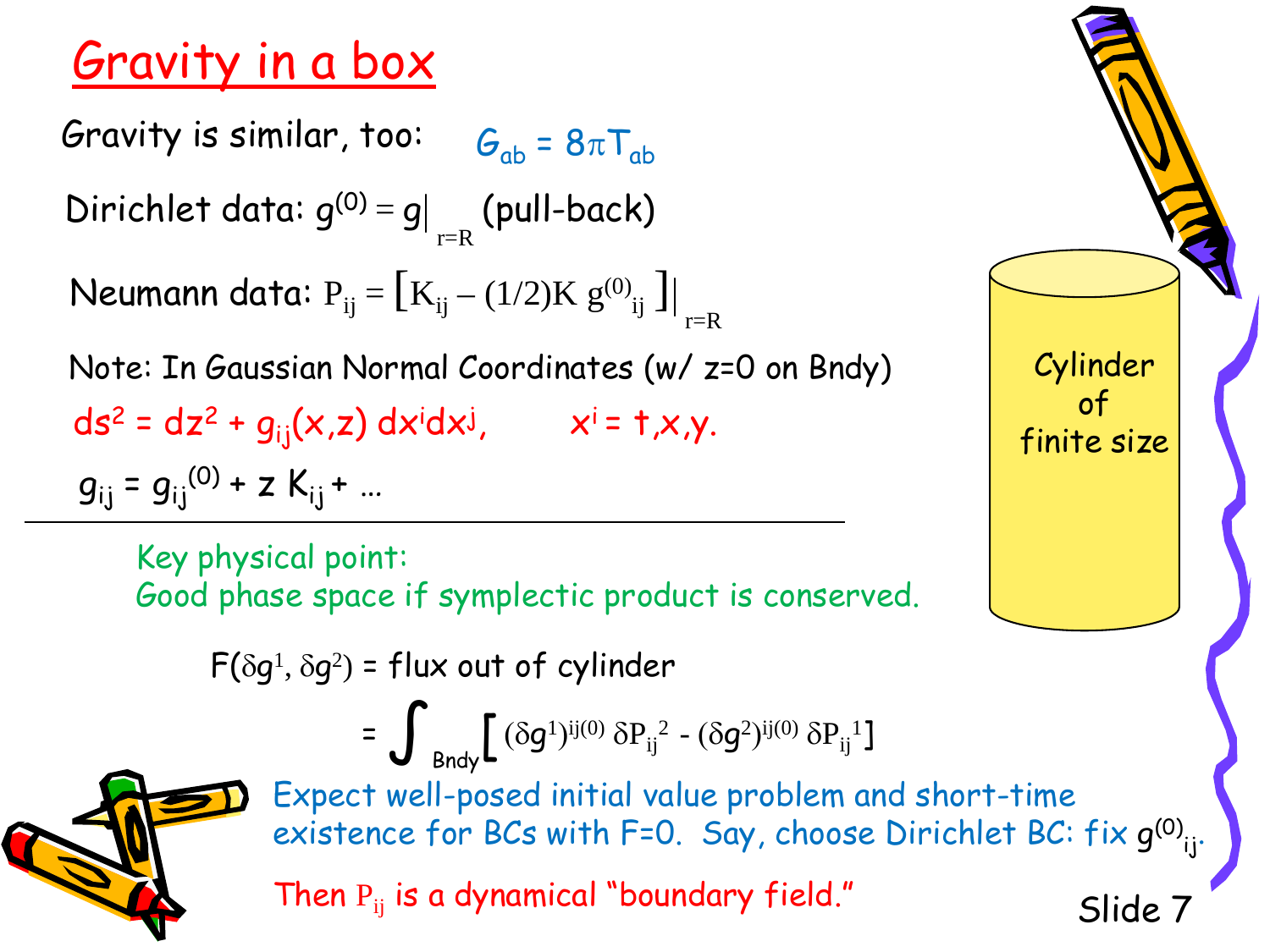# Gravity in a box

Gravity is similar, too: $G_{ab} = 8\pi T_{ab}$

Dirichlet data: $g^{(0)} = g|_{r=R}$ (pull-back)

Neumann data: $P_{ij} = \left[K_{ij} - (1/2)K\, g^{(0)}_{ij}\right]|_{r=R}$

Note: In Gaussian Normal Coordinates (w/ z=0 on Bndy)

$ds^2 = dz^2 + g_{ij}(x,z)\, dx^i dx^j, \qquad x^i = t,x,y.$

$g_{ij} = g_{ij}^{(0)} + z\, K_{ij} + \ldots$

---

Key physical point:
Good phase space if symplectic product is conserved.

$F(\delta g^1, \delta g^2)$ = flux out of cylinder

$$= \int_{Bndy} \left[ (\delta g^1)^{ij(0)}\, \delta P_{ij}^{\,2} - (\delta g^2)^{ij(0)}\, \delta P_{ij}^{\,1} \right]$$

Expect well-posed initial value problem and short-time existence for BCs with F=0. Say, choose Dirichlet BC: fix $g^{(0)}_{ij}$.

Then $P_{ij}$ is a dynamical "boundary field."

Cylinder of finite size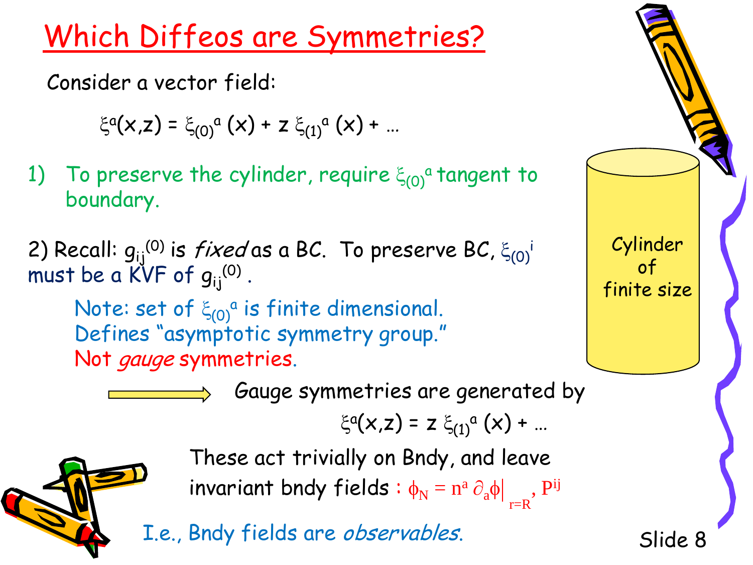# Which Diffeos are Symmetries?

Consider a vector field:

$$\xi^a(x,z) = \xi_{(0)}{}^a(x) + z\,\xi_{(1)}{}^a(x) + \ldots$$

1) To preserve the cylinder, require $\xi_{(0)}{}^a$ tangent to boundary.

2) Recall: $g_{ij}{}^{(0)}$ is *fixed* as a BC. To preserve BC, $\xi_{(0)}{}^i$ must be a KVF of $g_{ij}{}^{(0)}$.

Note: set of $\xi_{(0)}{}^a$ is finite dimensional. Defines "asymptotic symmetry group." Not *gauge* symmetries.

Cylinder of finite size

→ Gauge symmetries are generated by

$$\xi^a(x,z) = z\,\xi_{(1)}{}^a(x) + \ldots$$

These act trivially on Bndy, and leave invariant bndy fields : $\phi_N = n^a \partial_a \phi|_{r=R}$, $P^{ij}$

I.e., Bndy fields are *observables*.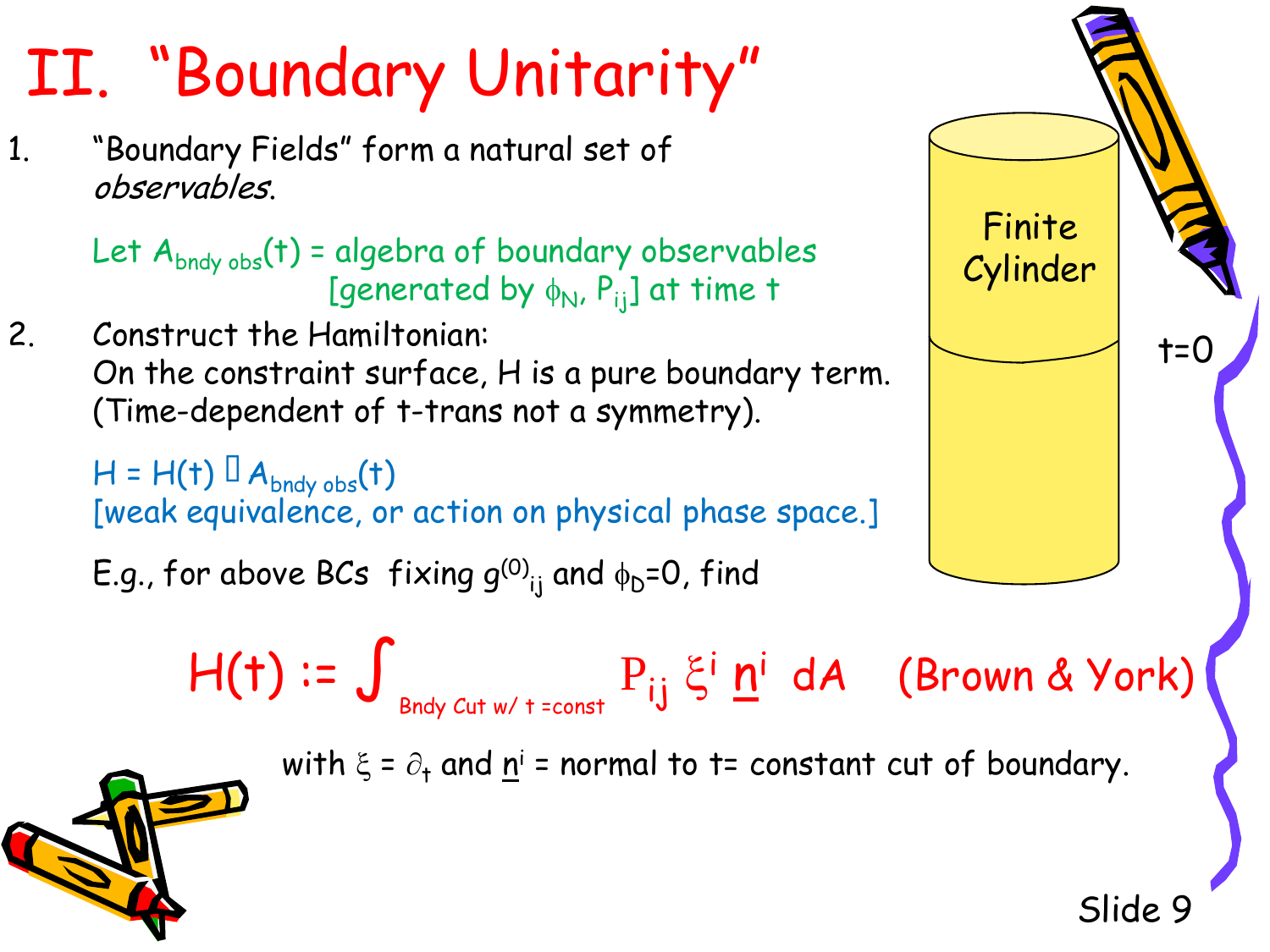# II. "Boundary Unitarity"

1. "Boundary Fields" form a natural set of *observables*.

   Let $A_{\text{bndy obs}}(t)$ = algebra of boundary observables [generated by $\phi_N$, $P_{ij}$] at time t

2. Construct the Hamiltonian:
   On the constraint surface, H is a pure boundary term. (Time-dependent of t-trans not a symmetry).

   $H = H(t) \in A_{\text{bndy obs}}(t)$
   [weak equivalence, or action on physical phase space.]

   E.g., for above BCs fixing $g^{(0)}_{ij}$ and $\phi_D=0$, find

$$H(t) := \int_{\text{Bndy Cut w/ t = const}} P_{ij}\, \xi^i\, \underline{n}^i \, dA \quad \text{(Brown \& York)}$$

with $\xi = \partial_t$ and $\underline{n}^i$ = normal to t= constant cut of boundary.

Finite Cylinder

t=0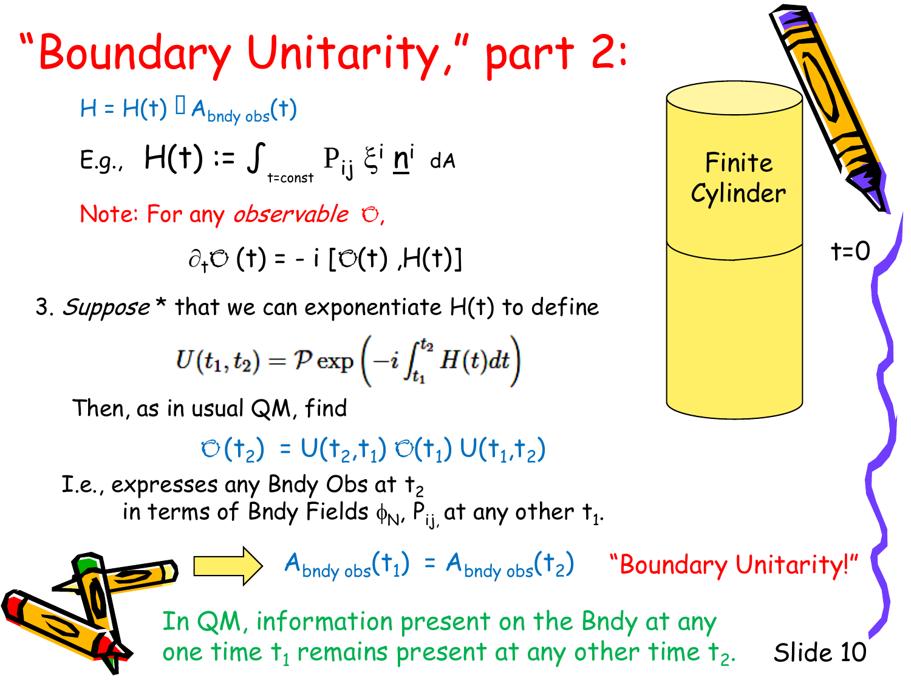# "Boundary Unitarity," part 2:

$H = H(t) \subset A_{\text{bndy obs}}(t)$

E.g., $H(t) := \int_{t=\text{const}} P_{ij}\, \xi^i\, \underline{n}^i\; dA$

Note: For any *observable* $\mathcal{O}$,

$$\partial_t \mathcal{O}(t) = -i\, [\mathcal{O}(t), H(t)]$$

3. *Suppose* * that we can exponentiate H(t) to define

$$U(t_1, t_2) = \mathcal{P} \exp\left(-i \int_{t_1}^{t_2} H(t) dt\right)$$

Then, as in usual QM, find

$$\mathcal{O}(t_2) = U(t_2, t_1)\, \mathcal{O}(t_1)\, U(t_1, t_2)$$

I.e., expresses any Bndy Obs at $t_2$
in terms of Bndy Fields $\phi_N$, $P_{ij}$, at any other $t_1$.

Finite Cylinder

t=0

⇒ $A_{\text{bndy obs}}(t_1) = A_{\text{bndy obs}}(t_2)$ "Boundary Unitarity!"

In QM, information present on the Bndy at any one time $t_1$ remains present at any other time $t_2$.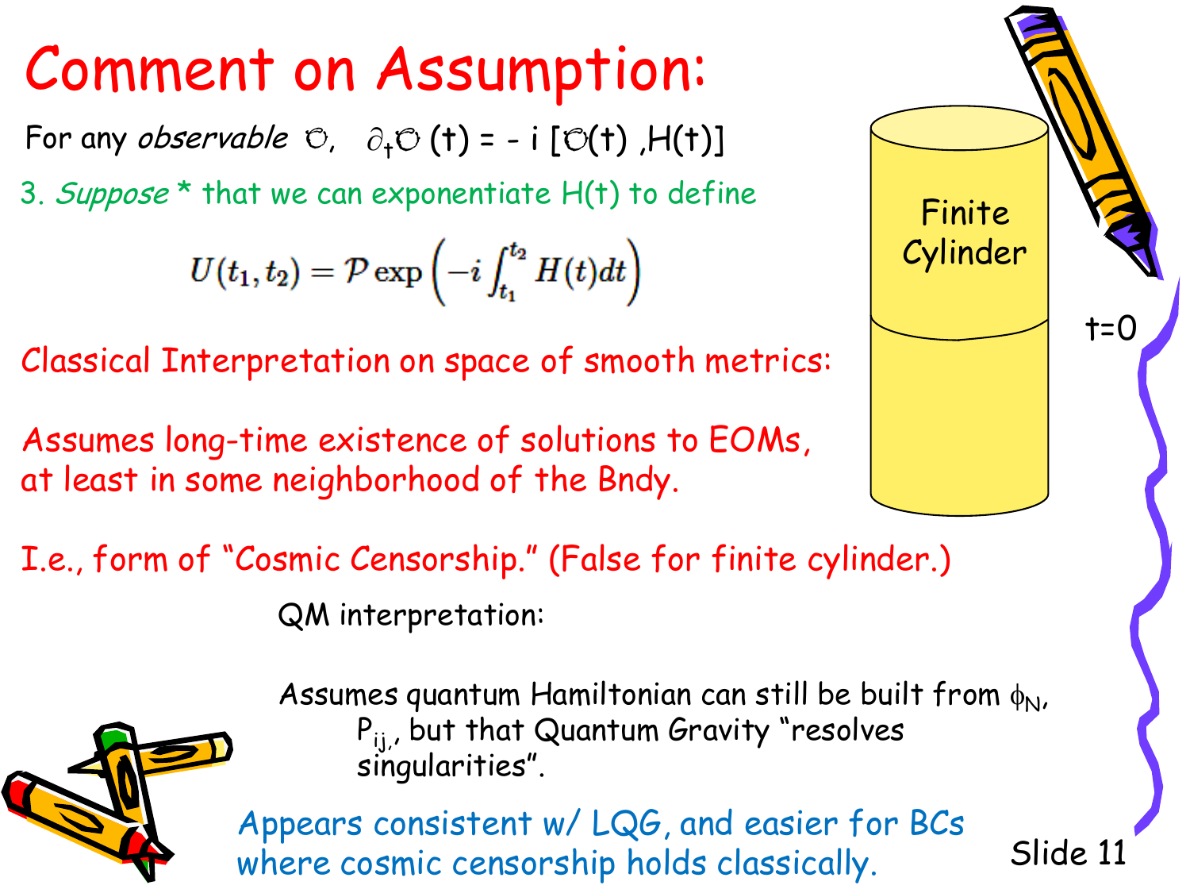# Comment on Assumption:

For any *observable* $\mho$, $\partial_t \mho(t) = -i\,[\mho(t), H(t)]$

3. *Suppose* * that we can exponentiate H(t) to define

$$U(t_1, t_2) = \mathcal{P} \exp\left(-i \int_{t_1}^{t_2} H(t) dt\right)$$

Finite Cylinder

t=0

Classical Interpretation on space of smooth metrics:

Assumes long-time existence of solutions to EOMs, at least in some neighborhood of the Bndy.

I.e., form of "Cosmic Censorship." (False for finite cylinder.)

QM interpretation:

Assumes quantum Hamiltonian can still be built from $\phi_N$, $P_{ij}$, but that Quantum Gravity "resolves singularities".

Appears consistent w/ LQG, and easier for BCs where cosmic censorship holds classically.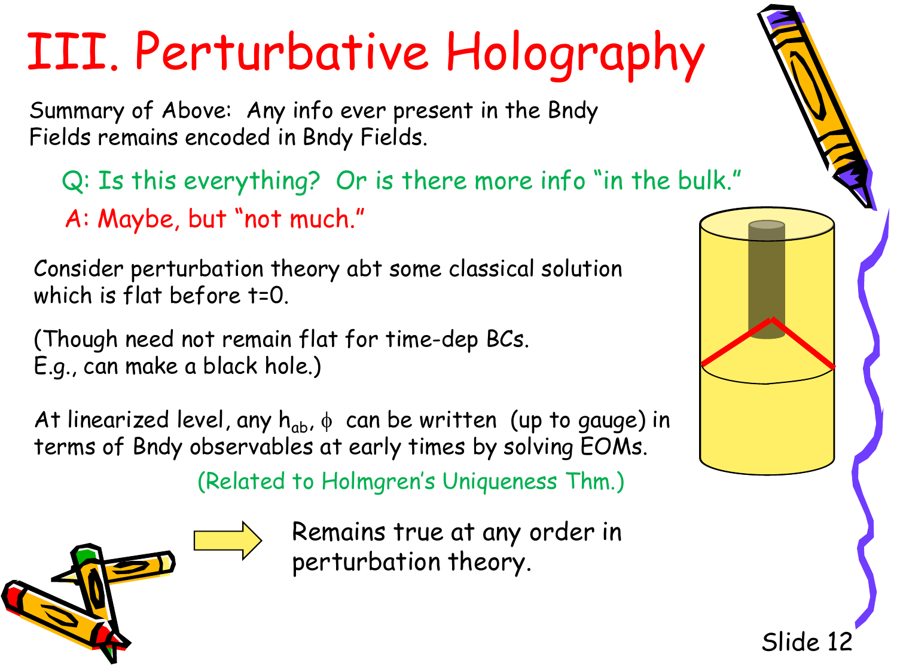# III. Perturbative Holography

Summary of Above: Any info ever present in the Bndy Fields remains encoded in Bndy Fields.

Q: Is this everything? Or is there more info "in the bulk."

A: Maybe, but "not much."

Consider perturbation theory abt some classical solution which is flat before t=0.

(Though need not remain flat for time-dep BCs. E.g., can make a black hole.)

At linearized level, any $h_{ab}$, $\phi$ can be written (up to gauge) in terms of Bndy observables at early times by solving EOMs.

(Related to Holmgren's Uniqueness Thm.)

⇒ Remains true at any order in perturbation theory.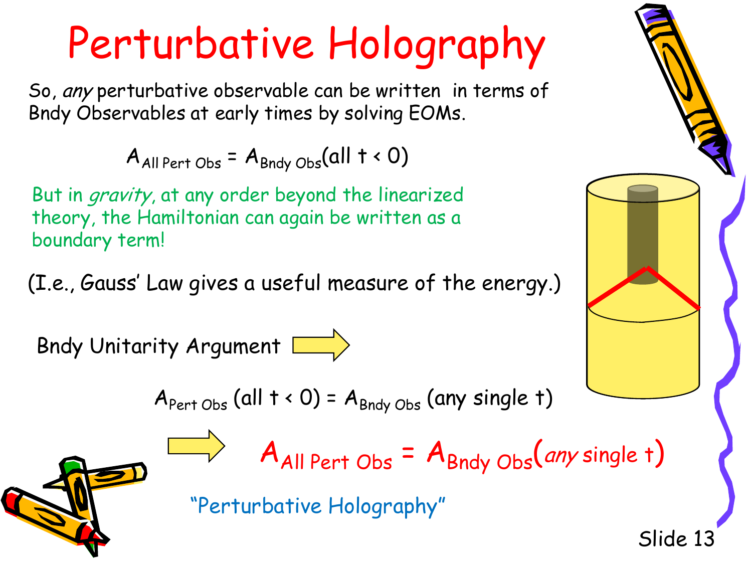# Perturbative Holography

So, *any* perturbative observable can be written in terms of Bndy Observables at early times by solving EOMs.

$$A_{\text{All Pert Obs}} = A_{\text{Bndy Obs}}(\text{all } t < 0)$$

But in *gravity*, at any order beyond the linearized theory, the Hamiltonian can again be written as a boundary term!

(I.e., Gauss' Law gives a useful measure of the energy.)

Bndy Unitarity Argument ⇒

$$A_{\text{Pert Obs}} \ (\text{all } t < 0) = A_{\text{Bndy Obs}} \ (\text{any single } t)$$

⇒ $$A_{\text{All Pert Obs}} = A_{\text{Bndy Obs}}(\textit{any} \text{ single } t)$$

"Perturbative Holography"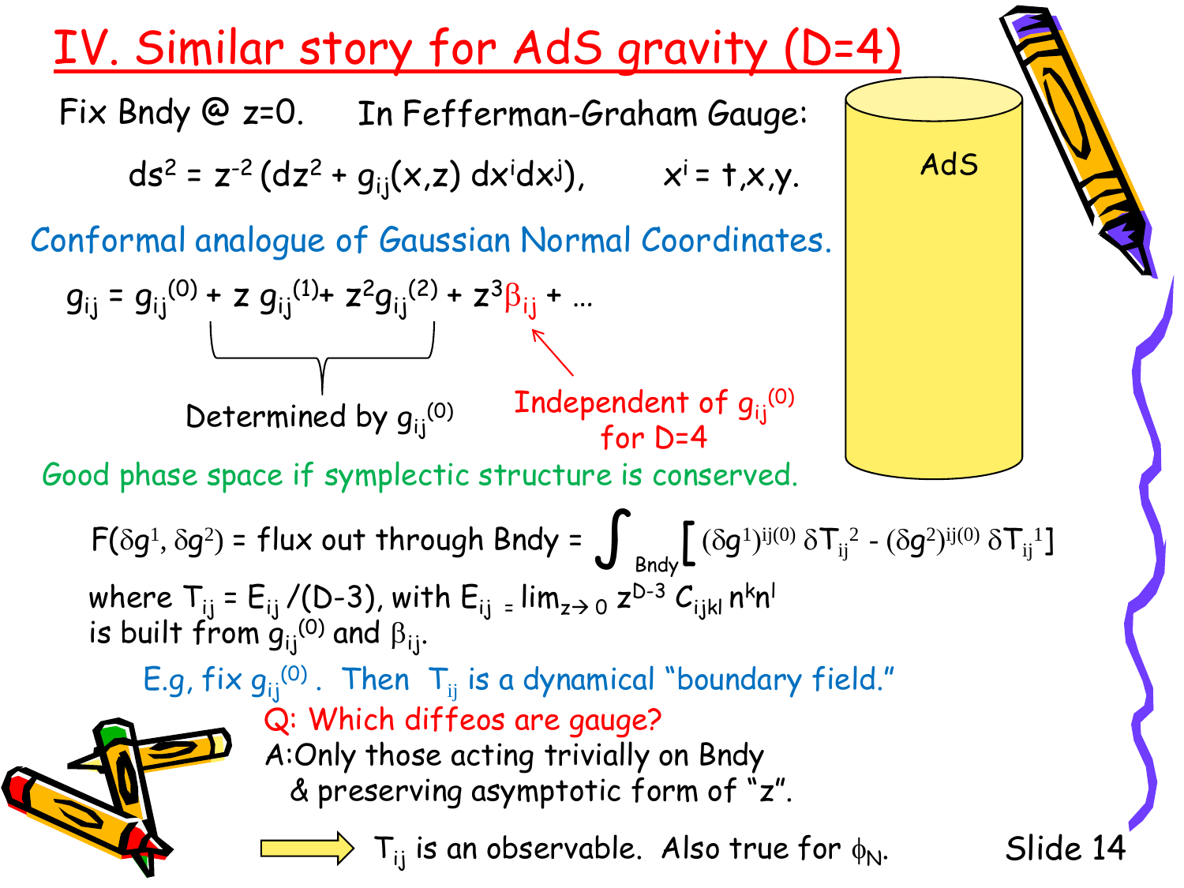# IV. Similar story for AdS gravity (D=4)

Fix Bndy @ z=0. In Fefferman-Graham Gauge:

$$ds^2 = z^{-2}\,(dz^2 + g_{ij}(x,z)\, dx^i dx^j), \qquad x^i = t, x, y.$$

Conformal analogue of Gaussian Normal Coordinates.

$$g_{ij} = g_{ij}^{(0)} + z\, g_{ij}^{(1)} + z^2 g_{ij}^{(2)} + z^3 \beta_{ij} + \ldots$$

Determined by $g_{ij}^{(0)}$ (for $g_{ij}^{(1)}$, $g_{ij}^{(2)}$)

Independent of $g_{ij}^{(0)}$ for D=4 (for $\beta_{ij}$)

AdS

Good phase space if symplectic structure is conserved.

$$F(\delta g^1, \delta g^2) = \text{flux out through Bndy} = \int_{\text{Bndy}} \left[ (\delta g^1)^{ij(0)}\, \delta T_{ij}{}^2 - (\delta g^2)^{ij(0)}\, \delta T_{ij}{}^1 \right]$$

where $T_{ij} = E_{ij}/(D-3)$, with $E_{ij} = \lim_{z\to 0} z^{D-3}\, C_{ijkl}\, n^k n^l$ is built from $g_{ij}^{(0)}$ and $\beta_{ij}$.

E.g, fix $g_{ij}^{(0)}$. Then $T_{ij}$ is a dynamical "boundary field."

Q: Which diffeos are gauge?

A: Only those acting trivially on Bndy & preserving asymptotic form of "z".

⇒ $T_{ij}$ is an observable. Also true for $\phi_N$.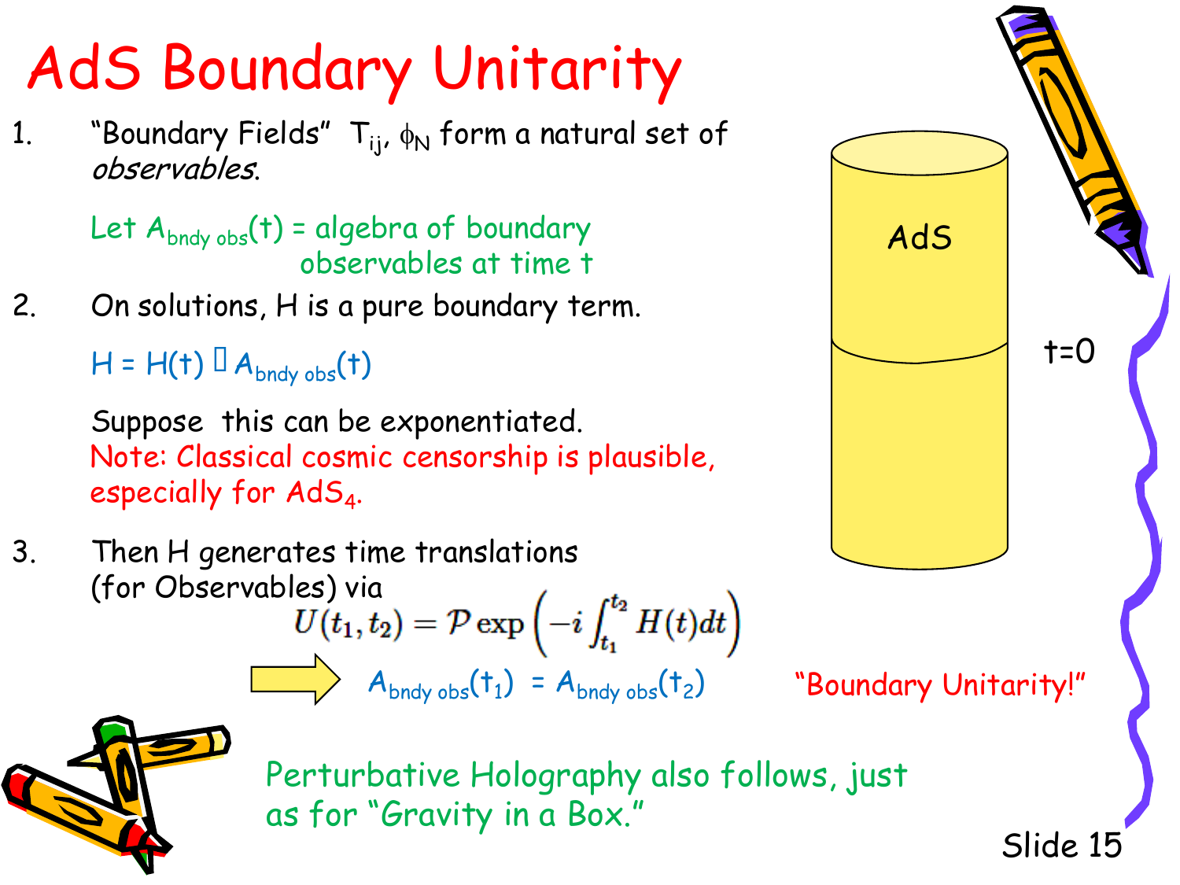# AdS Boundary Unitarity

1. "Boundary Fields" $T_{ij}$, $\phi_N$ form a natural set of *observables*.

   Let $A_{\text{bndy obs}}(t)$ = algebra of boundary observables at time t

2. On solutions, H is a pure boundary term.

   $H = H(t) \in A_{\text{bndy obs}}(t)$

   Suppose this can be exponentiated.
   Note: Classical cosmic censorship is plausible, especially for $AdS_4$.

3. Then H generates time translations (for Observables) via

$$U(t_1, t_2) = \mathcal{P} \exp\left(-i \int_{t_1}^{t_2} H(t) dt\right)$$

$\Rightarrow$ $A_{\text{bndy obs}}(t_1) = A_{\text{bndy obs}}(t_2)$ "Boundary Unitarity!"

AdS

t=0

Perturbative Holography also follows, just as for "Gravity in a Box."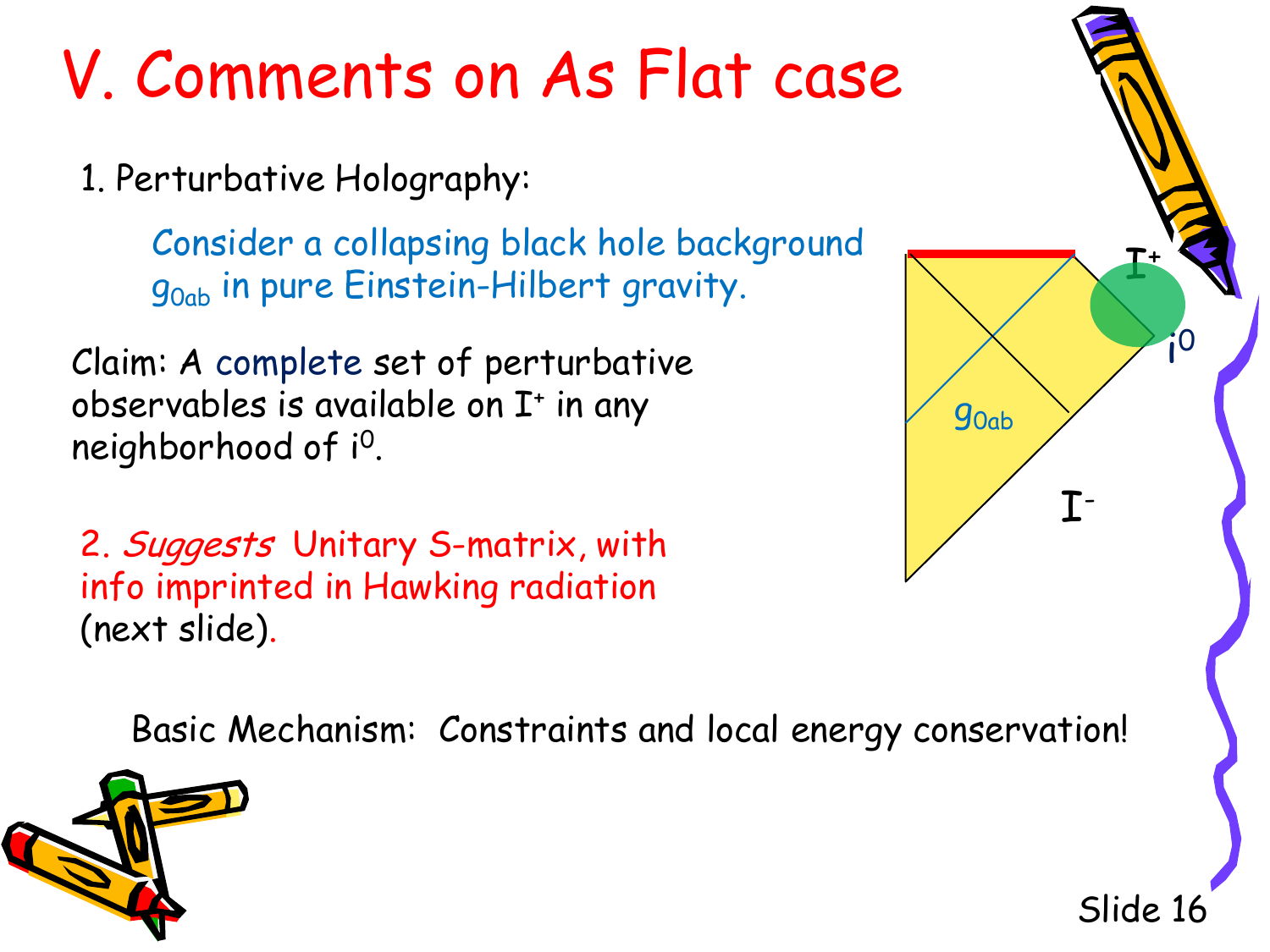# V. Comments on As Flat case

1. Perturbative Holography:

   Consider a collapsing black hole background $g_{0ab}$ in pure Einstein-Hilbert gravity.

Claim: A complete set of perturbative observables is available on $I^+$ in any neighborhood of $i^0$.

2. *Suggests* Unitary S-matrix, with info imprinted in Hawking radiation (next slide).

$I^+$

$i^0$

$g_{0ab}$

$I^-$

Basic Mechanism: Constraints and local energy conservation!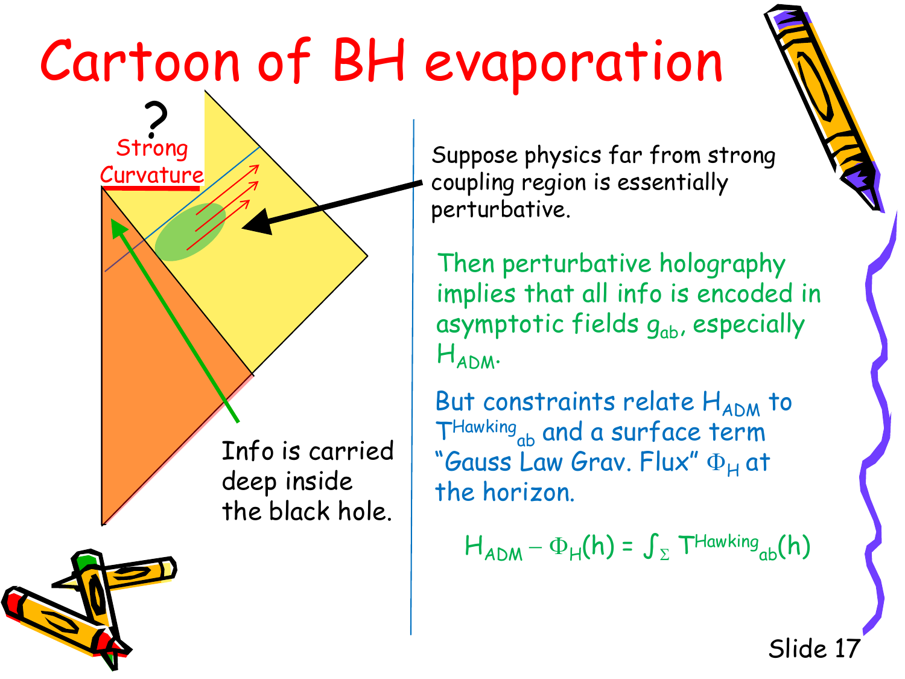# Cartoon of BH evaporation

?

Strong Curvature

Info is carried deep inside the black hole.

Suppose physics far from strong coupling region is essentially perturbative.

Then perturbative holography implies that all info is encoded in asymptotic fields $g_{ab}$, especially $H_{ADM}$.

But constraints relate $H_{ADM}$ to $T^{Hawking}{}_{ab}$ and a surface term "Gauss Law Grav. Flux" $\Phi_H$ at the horizon.

$$H_{ADM} - \Phi_H(h) = \int_\Sigma T^{Hawking}{}_{ab}(h)$$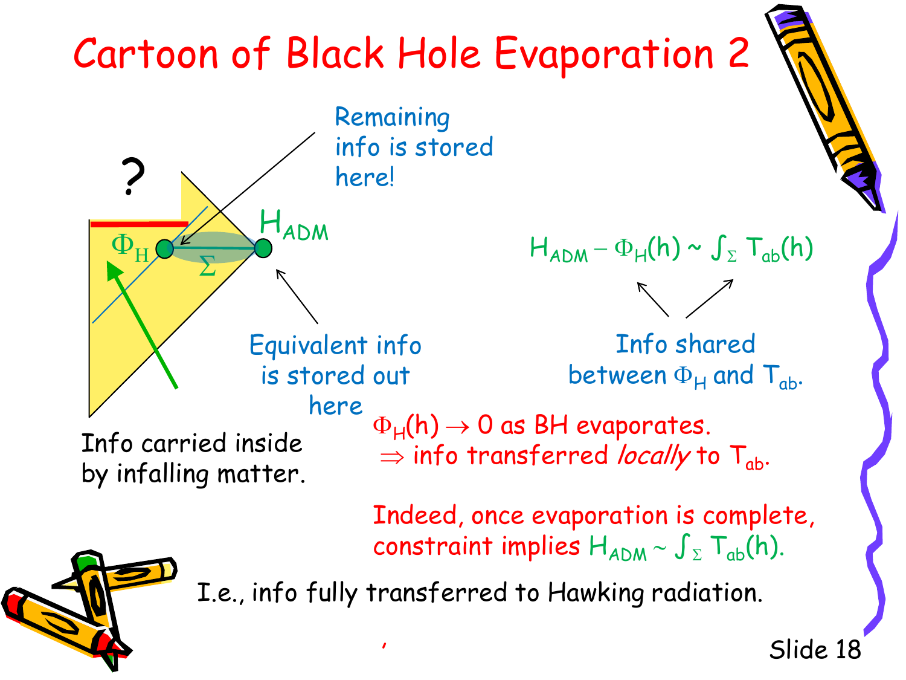# Cartoon of Black Hole Evaporation 2

?

$\Phi_H$

$H_{ADM}$

$\Sigma$

Remaining info is stored here!

Equivalent info is stored out here

Info carried inside by infalling matter.

$$H_{ADM} - \Phi_H(h) \sim \int_\Sigma T_{ab}(h)$$

Info shared between $\Phi_H$ and $T_{ab}$.

$\Phi_H(h) \to 0$ as BH evaporates.
$\Rightarrow$ info transferred *locally* to $T_{ab}$.

Indeed, once evaporation is complete, constraint implies $H_{ADM} \sim \int_\Sigma T_{ab}(h)$.

I.e., info fully transferred to Hawking radiation.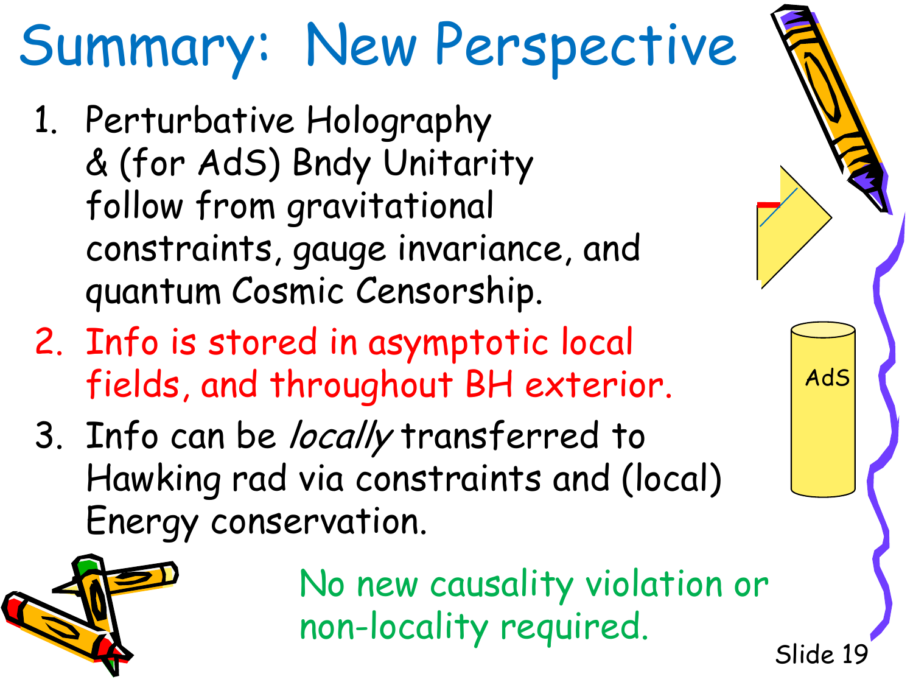# Summary: New Perspective

1. Perturbative Holography & (for AdS) Bndy Unitarity follow from gravitational constraints, gauge invariance, and quantum Cosmic Censorship.
2. Info is stored in asymptotic local fields, and throughout BH exterior.
3. Info can be *locally* transferred to Hawking rad via constraints and (local) Energy conservation.

AdS

No new causality violation or non-locality required.